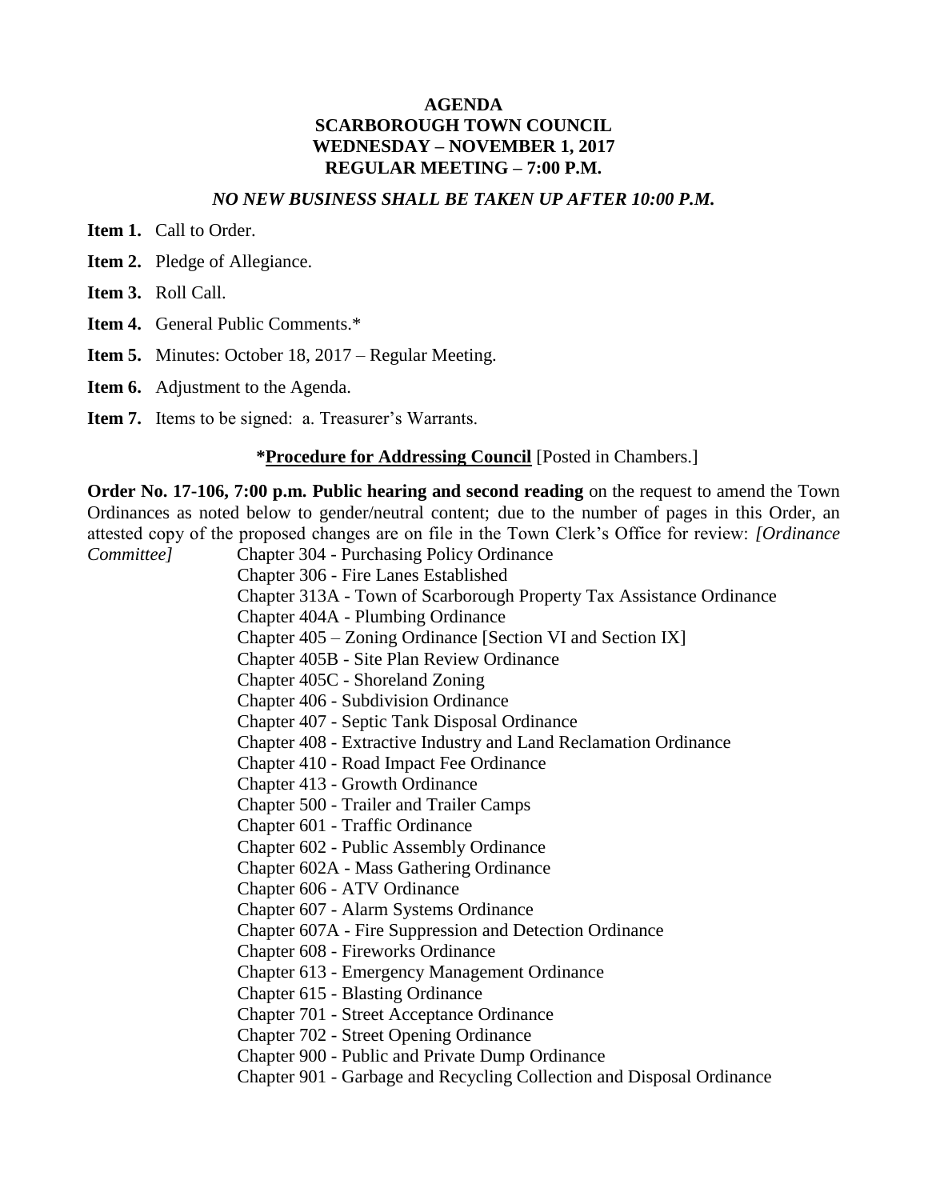# AGENDA
# SCARBOROUGH TOWN COUNCIL
# WEDNESDAY – NOVEMBER 1, 2017
# REGULAR MEETING – 7:00 P.M.

***NO NEW BUSINESS SHALL BE TAKEN UP AFTER 10:00 P.M.***

**Item 1.** Call to Order.

**Item 2.** Pledge of Allegiance.

**Item 3.** Roll Call.

**Item 4.** General Public Comments.*

**Item 5.** Minutes: October 18, 2017 – Regular Meeting.

**Item 6.** Adjustment to the Agenda.

**Item 7.** Items to be signed: a. Treasurer's Warrants.

**\*Procedure for Addressing Council** [Posted in Chambers.]

**Order No. 17-106, 7:00 p.m. Public hearing and second reading** on the request to amend the Town Ordinances as noted below to gender/neutral content; due to the number of pages in this Order, an attested copy of the proposed changes are on file in the Town Clerk's Office for review: *[Ordinance Committee]*

- Chapter 304 - Purchasing Policy Ordinance
- Chapter 306 - Fire Lanes Established
- Chapter 313A - Town of Scarborough Property Tax Assistance Ordinance
- Chapter 404A - Plumbing Ordinance
- Chapter 405 – Zoning Ordinance [Section VI and Section IX]
- Chapter 405B - Site Plan Review Ordinance
- Chapter 405C - Shoreland Zoning
- Chapter 406 - Subdivision Ordinance
- Chapter 407 - Septic Tank Disposal Ordinance
- Chapter 408 - Extractive Industry and Land Reclamation Ordinance
- Chapter 410 - Road Impact Fee Ordinance
- Chapter 413 - Growth Ordinance
- Chapter 500 - Trailer and Trailer Camps
- Chapter 601 - Traffic Ordinance
- Chapter 602 - Public Assembly Ordinance
- Chapter 602A - Mass Gathering Ordinance
- Chapter 606 - ATV Ordinance
- Chapter 607 - Alarm Systems Ordinance
- Chapter 607A - Fire Suppression and Detection Ordinance
- Chapter 608 - Fireworks Ordinance
- Chapter 613 - Emergency Management Ordinance
- Chapter 615 - Blasting Ordinance
- Chapter 701 - Street Acceptance Ordinance
- Chapter 702 - Street Opening Ordinance
- Chapter 900 - Public and Private Dump Ordinance
- Chapter 901 - Garbage and Recycling Collection and Disposal Ordinance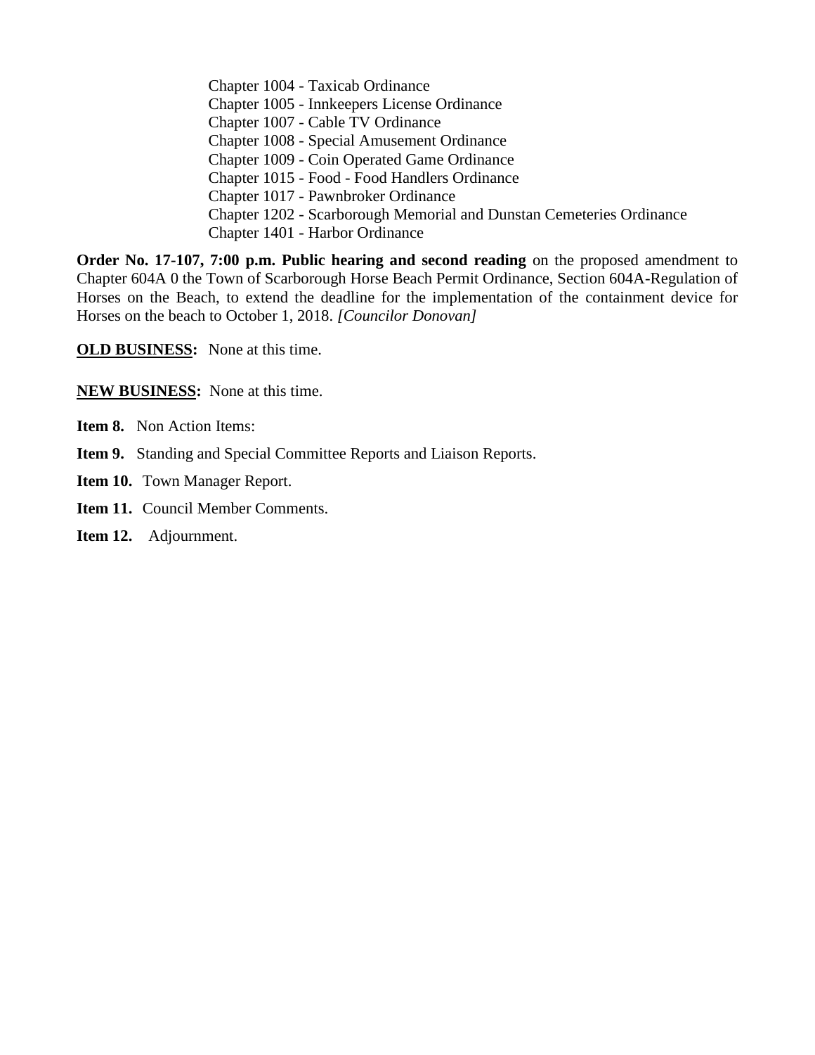Chapter 1004 - Taxicab Ordinance
Chapter 1005 - Innkeepers License Ordinance
Chapter 1007 - Cable TV Ordinance
Chapter 1008 - Special Amusement Ordinance
Chapter 1009 - Coin Operated Game Ordinance
Chapter 1015 - Food - Food Handlers Ordinance
Chapter 1017 - Pawnbroker Ordinance
Chapter 1202 - Scarborough Memorial and Dunstan Cemeteries Ordinance
Chapter 1401 - Harbor Ordinance

**Order No. 17-107, 7:00 p.m. Public hearing and second reading** on the proposed amendment to Chapter 604A 0 the Town of Scarborough Horse Beach Permit Ordinance, Section 604A-Regulation of Horses on the Beach, to extend the deadline for the implementation of the containment device for Horses on the beach to October 1, 2018. *[Councilor Donovan]*

**OLD BUSINESS:** None at this time.

**NEW BUSINESS:** None at this time.

**Item 8.** Non Action Items:

**Item 9.** Standing and Special Committee Reports and Liaison Reports.

**Item 10.** Town Manager Report.

**Item 11.** Council Member Comments.

**Item 12.** Adjournment.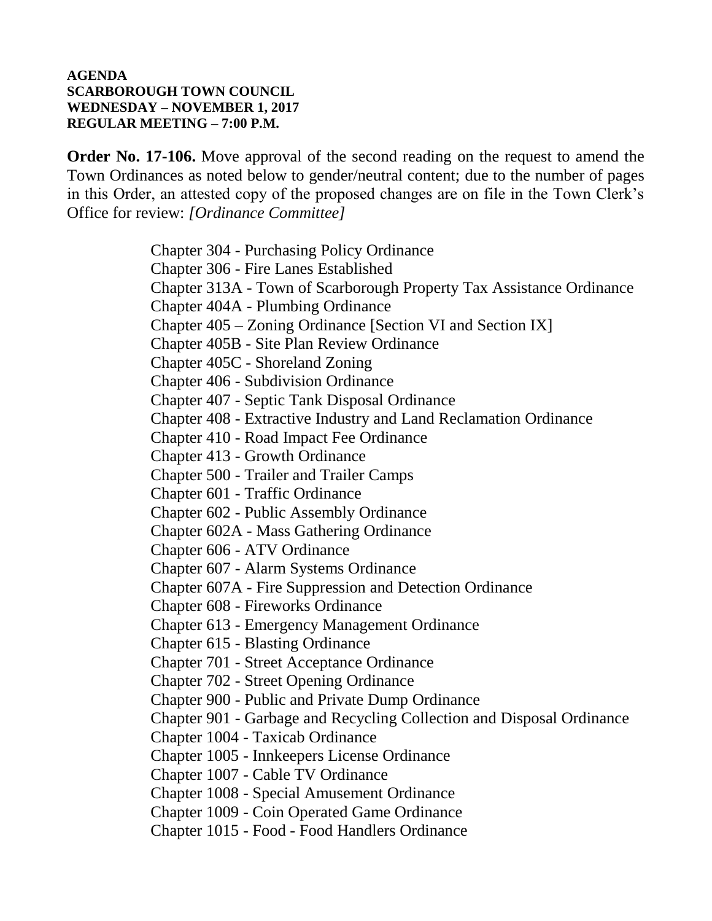**AGENDA**
**SCARBOROUGH TOWN COUNCIL**
**WEDNESDAY – NOVEMBER 1, 2017**
**REGULAR MEETING – 7:00 P.M.**

**Order No. 17-106.** Move approval of the second reading on the request to amend the Town Ordinances as noted below to gender/neutral content; due to the number of pages in this Order, an attested copy of the proposed changes are on file in the Town Clerk's Office for review: *[Ordinance Committee]*

Chapter 304 - Purchasing Policy Ordinance
Chapter 306 - Fire Lanes Established
Chapter 313A - Town of Scarborough Property Tax Assistance Ordinance
Chapter 404A - Plumbing Ordinance
Chapter 405 – Zoning Ordinance [Section VI and Section IX]
Chapter 405B - Site Plan Review Ordinance
Chapter 405C - Shoreland Zoning
Chapter 406 - Subdivision Ordinance
Chapter 407 - Septic Tank Disposal Ordinance
Chapter 408 - Extractive Industry and Land Reclamation Ordinance
Chapter 410 - Road Impact Fee Ordinance
Chapter 413 - Growth Ordinance
Chapter 500 - Trailer and Trailer Camps
Chapter 601 - Traffic Ordinance
Chapter 602 - Public Assembly Ordinance
Chapter 602A - Mass Gathering Ordinance
Chapter 606 - ATV Ordinance
Chapter 607 - Alarm Systems Ordinance
Chapter 607A - Fire Suppression and Detection Ordinance
Chapter 608 - Fireworks Ordinance
Chapter 613 - Emergency Management Ordinance
Chapter 615 - Blasting Ordinance
Chapter 701 - Street Acceptance Ordinance
Chapter 702 - Street Opening Ordinance
Chapter 900 - Public and Private Dump Ordinance
Chapter 901 - Garbage and Recycling Collection and Disposal Ordinance
Chapter 1004 - Taxicab Ordinance
Chapter 1005 - Innkeepers License Ordinance
Chapter 1007 - Cable TV Ordinance
Chapter 1008 - Special Amusement Ordinance
Chapter 1009 - Coin Operated Game Ordinance
Chapter 1015 - Food - Food Handlers Ordinance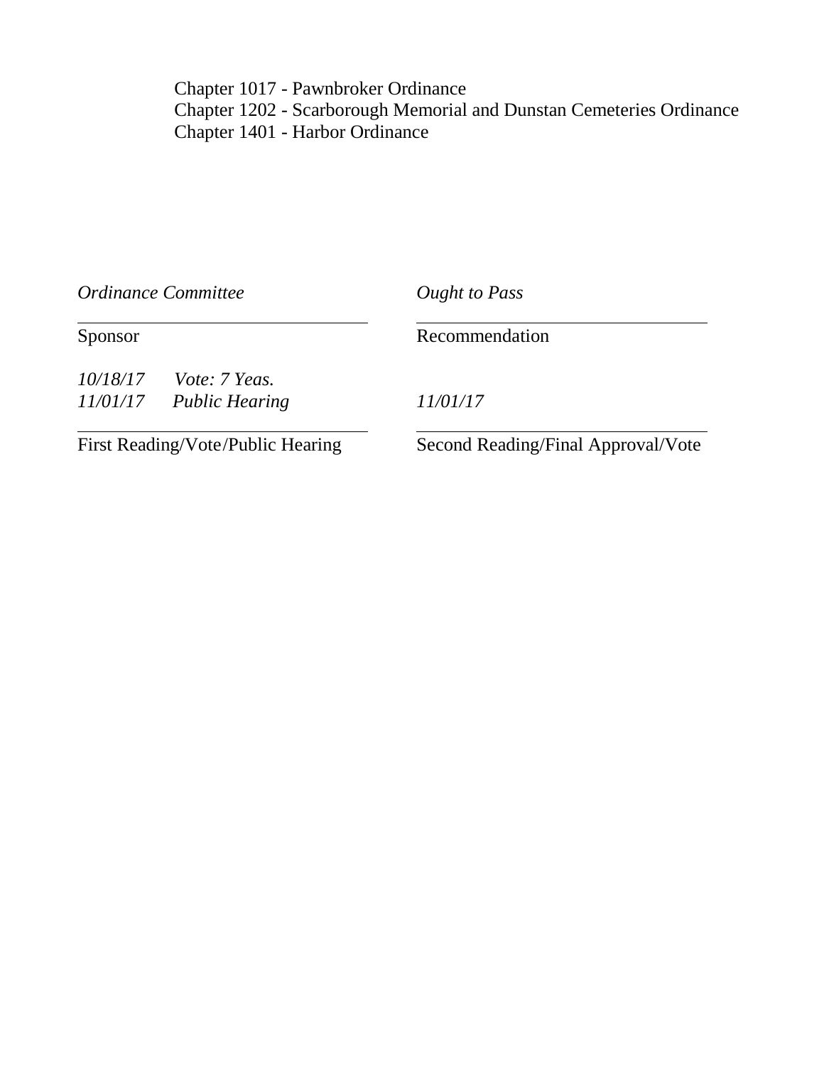Chapter 1017 - Pawnbroker Ordinance
Chapter 1202 - Scarborough Memorial and Dunstan Cemeteries Ordinance
Chapter 1401 - Harbor Ordinance

| *Ordinance Committee* | *Ought to Pass* |
|---|---|
| Sponsor | Recommendation |
| *10/18/17 Vote: 7 Yeas.*<br>*11/01/17 Public Hearing* | *11/01/17* |
| First Reading/Vote/Public Hearing | Second Reading/Final Approval/Vote |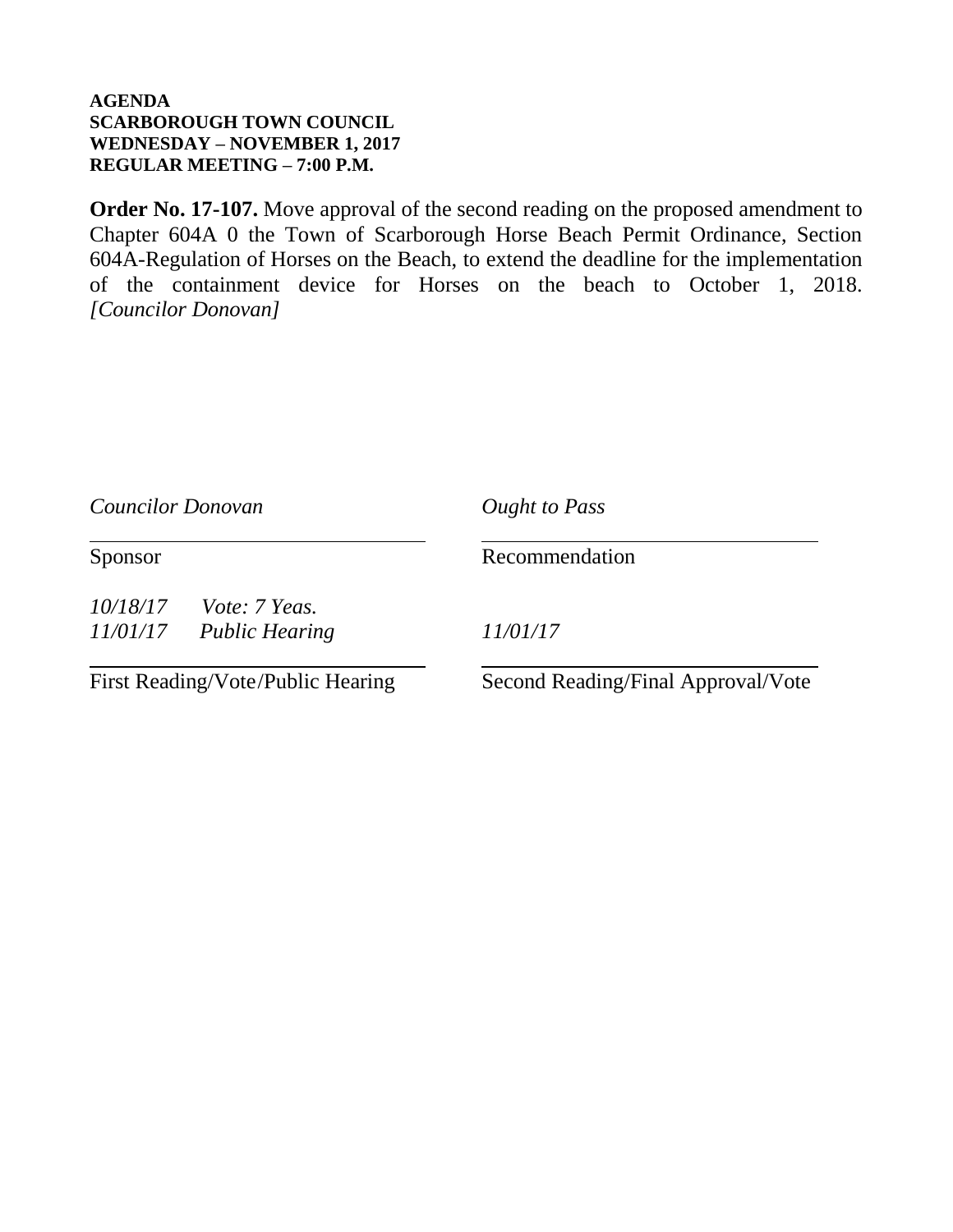**AGENDA**
**SCARBOROUGH TOWN COUNCIL**
**WEDNESDAY – NOVEMBER 1, 2017**
**REGULAR MEETING – 7:00 P.M.**

**Order No. 17-107.** Move approval of the second reading on the proposed amendment to Chapter 604A 0 the Town of Scarborough Horse Beach Permit Ordinance, Section 604A-Regulation of Horses on the Beach, to extend the deadline for the implementation of the containment device for Horses on the beach to October 1, 2018. *[Councilor Donovan]*

| | |
|---|---|
| *Councilor Donovan* | *Ought to Pass* |
| Sponsor | Recommendation |
| *10/18/17 Vote: 7 Yeas.* <br> *11/01/17 Public Hearing* | *11/01/17* |
| First Reading/Vote/Public Hearing | Second Reading/Final Approval/Vote |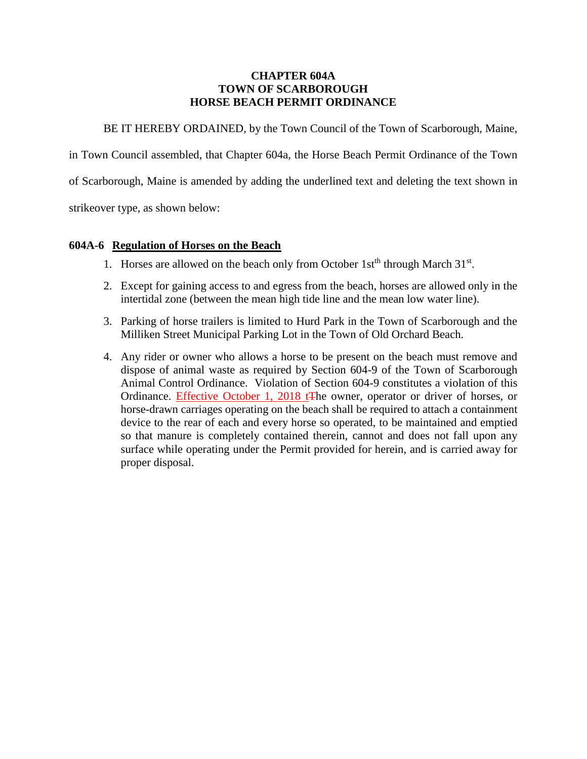**CHAPTER 604A**
**TOWN OF SCARBOROUGH**
**HORSE BEACH PERMIT ORDINANCE**

BE IT HEREBY ORDAINED, by the Town Council of the Town of Scarborough, Maine, in Town Council assembled, that Chapter 604a, the Horse Beach Permit Ordinance of the Town of Scarborough, Maine is amended by adding the underlined text and deleting the text shown in strikeover type, as shown below:

**604A-6 <u>Regulation of Horses on the Beach</u>**

1. Horses are allowed on the beach only from October 1st[th] through March 31[st].
2. Except for gaining access to and egress from the beach, horses are allowed only in the intertidal zone (between the mean high tide line and the mean low water line).
3. Parking of horse trailers is limited to Hurd Park in the Town of Scarborough and the Milliken Street Municipal Parking Lot in the Town of Old Orchard Beach.
4. Any rider or owner who allows a horse to be present on the beach must remove and dispose of animal waste as required by Section 604-9 of the Town of Scarborough Animal Control Ordinance. Violation of Section 604-9 constitutes a violation of this Ordinance. <u>Effective October 1, 2018 t</u>~~T~~he owner, operator or driver of horses, or horse-drawn carriages operating on the beach shall be required to attach a containment device to the rear of each and every horse so operated, to be maintained and emptied so that manure is completely contained therein, cannot and does not fall upon any surface while operating under the Permit provided for herein, and is carried away for proper disposal.